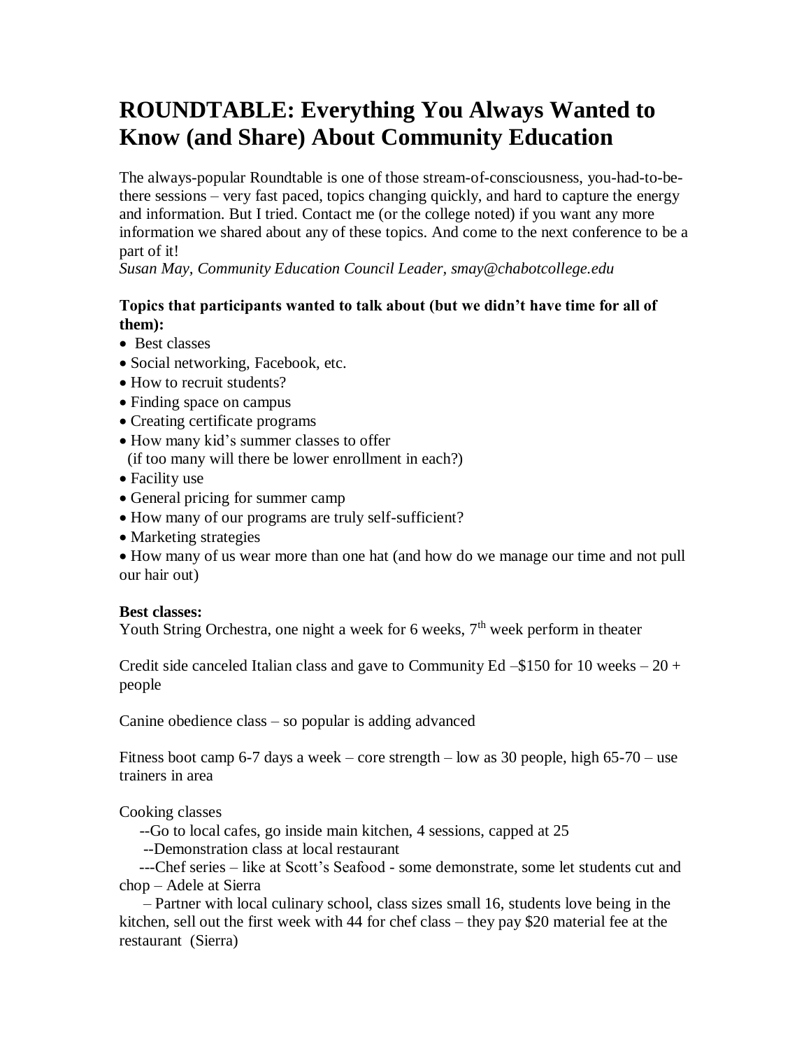# ROUNDTABLE: Everything You Always Wanted to Know (and Share) About Community Education

The always-popular Roundtable is one of those stream-of-consciousness, you-had-to-be-there sessions – very fast paced, topics changing quickly, and hard to capture the energy and information. But I tried. Contact me (or the college noted) if you want any more information we shared about any of these topics. And come to the next conference to be a part of it!

*Susan May, Community Education Council Leader, smay@chabotcollege.edu*

**Topics that participants wanted to talk about (but we didn't have time for all of them):**

- Best classes
- Social networking, Facebook, etc.
- How to recruit students?
- Finding space on campus
- Creating certificate programs
- How many kid's summer classes to offer
  (if too many will there be lower enrollment in each?)
- Facility use
- General pricing for summer camp
- How many of our programs are truly self-sufficient?
- Marketing strategies
- How many of us wear more than one hat (and how do we manage our time and not pull our hair out)

**Best classes:**

Youth String Orchestra, one night a week for 6 weeks, 7th week perform in theater

Credit side canceled Italian class and gave to Community Ed –$150 for 10 weeks – 20 + people

Canine obedience class – so popular is adding advanced

Fitness boot camp 6-7 days a week – core strength – low as 30 people, high 65-70 – use trainers in area

Cooking classes

--Go to local cafes, go inside main kitchen, 4 sessions, capped at 25

--Demonstration class at local restaurant

---Chef series – like at Scott's Seafood - some demonstrate, some let students cut and chop – Adele at Sierra

– Partner with local culinary school, class sizes small 16, students love being in the kitchen, sell out the first week with 44 for chef class – they pay $20 material fee at the restaurant (Sierra)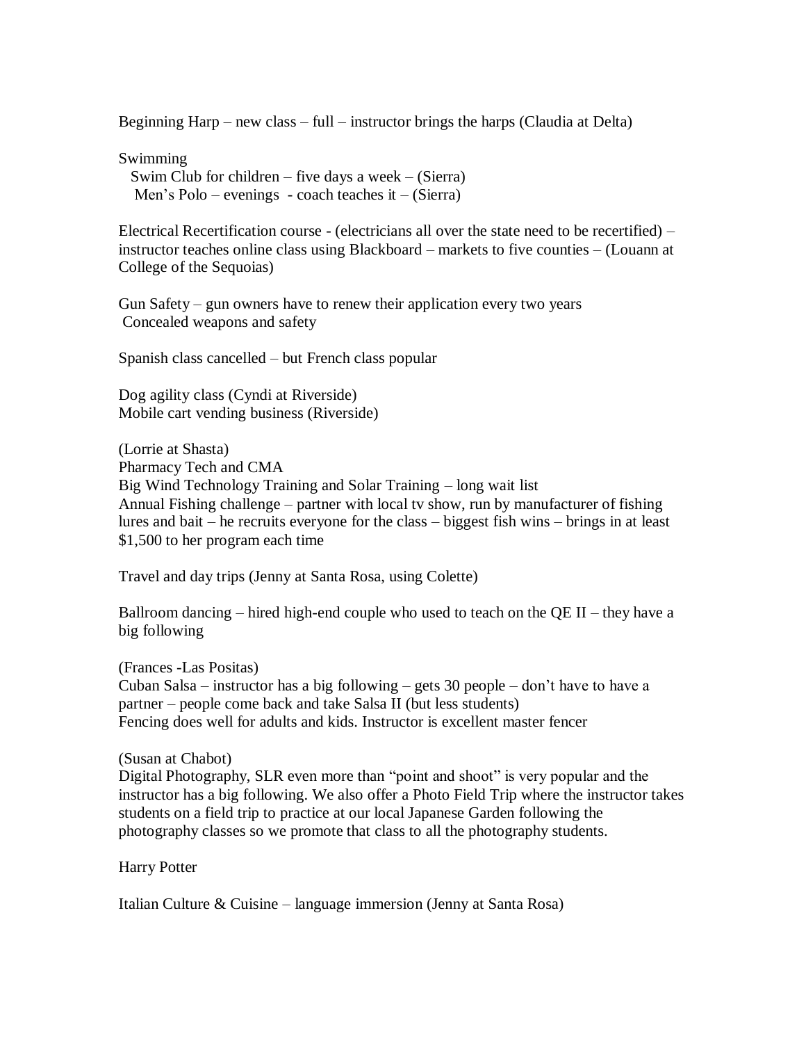Beginning Harp – new class – full – instructor brings the harps (Claudia at Delta)

Swimming
  Swim Club for children – five days a week – (Sierra)
  Men's Polo – evenings - coach teaches it – (Sierra)

Electrical Recertification course - (electricians all over the state need to be recertified) – instructor teaches online class using Blackboard – markets to five counties – (Louann at College of the Sequoias)

Gun Safety – gun owners have to renew their application every two years
Concealed weapons and safety

Spanish class cancelled – but French class popular

Dog agility class (Cyndi at Riverside)
Mobile cart vending business (Riverside)

(Lorrie at Shasta)
Pharmacy Tech and CMA
Big Wind Technology Training and Solar Training – long wait list
Annual Fishing challenge – partner with local tv show, run by manufacturer of fishing lures and bait – he recruits everyone for the class – biggest fish wins – brings in at least $1,500 to her program each time

Travel and day trips (Jenny at Santa Rosa, using Colette)

Ballroom dancing – hired high-end couple who used to teach on the QE II – they have a big following

(Frances -Las Positas)
Cuban Salsa – instructor has a big following – gets 30 people – don't have to have a partner – people come back and take Salsa II (but less students)
Fencing does well for adults and kids. Instructor is excellent master fencer

(Susan at Chabot)
Digital Photography, SLR even more than "point and shoot" is very popular and the instructor has a big following. We also offer a Photo Field Trip where the instructor takes students on a field trip to practice at our local Japanese Garden following the photography classes so we promote that class to all the photography students.

Harry Potter

Italian Culture & Cuisine – language immersion (Jenny at Santa Rosa)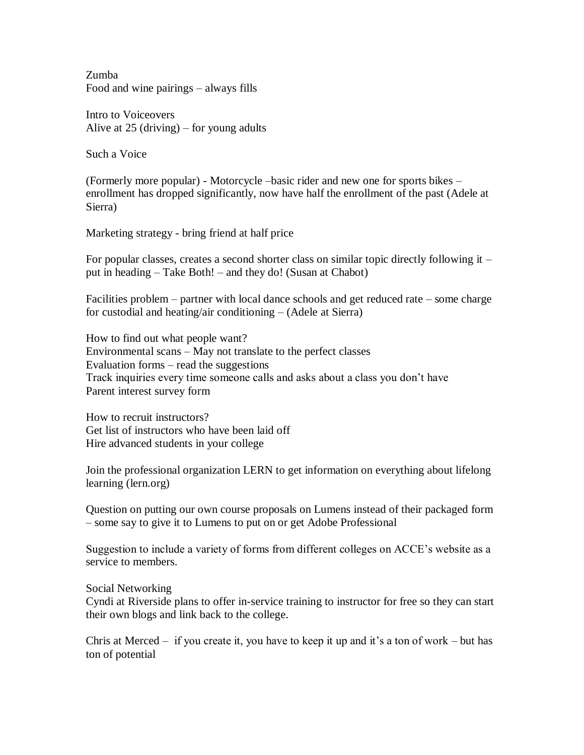Zumba
Food and wine pairings – always fills

Intro to Voiceovers
Alive at 25 (driving) – for young adults

Such a Voice

(Formerly more popular) - Motorcycle –basic rider and new one for sports bikes – enrollment has dropped significantly, now have half the enrollment of the past (Adele at Sierra)

Marketing strategy - bring friend at half price

For popular classes, creates a second shorter class on similar topic directly following it – put in heading – Take Both! – and they do! (Susan at Chabot)

Facilities problem – partner with local dance schools and get reduced rate – some charge for custodial and heating/air conditioning – (Adele at Sierra)

How to find out what people want?
Environmental scans – May not translate to the perfect classes
Evaluation forms – read the suggestions
Track inquiries every time someone calls and asks about a class you don't have
Parent interest survey form

How to recruit instructors?
Get list of instructors who have been laid off
Hire advanced students in your college

Join the professional organization LERN to get information on everything about lifelong learning (lern.org)

Question on putting our own course proposals on Lumens instead of their packaged form – some say to give it to Lumens to put on or get Adobe Professional

Suggestion to include a variety of forms from different colleges on ACCE's website as a service to members.

Social Networking
Cyndi at Riverside plans to offer in-service training to instructor for free so they can start their own blogs and link back to the college.

Chris at Merced – if you create it, you have to keep it up and it's a ton of work – but has ton of potential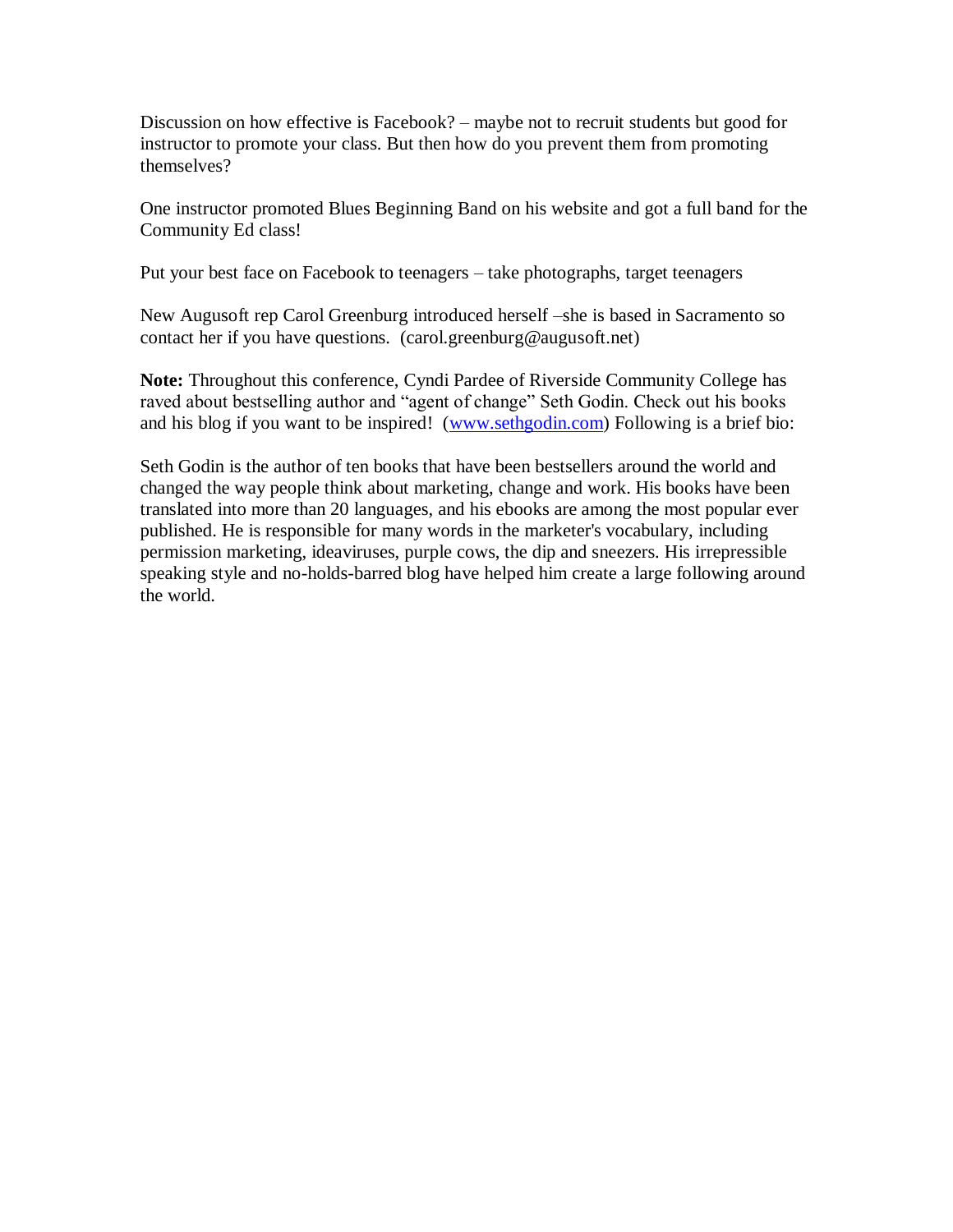Discussion on how effective is Facebook? – maybe not to recruit students but good for instructor to promote your class. But then how do you prevent them from promoting themselves?

One instructor promoted Blues Beginning Band on his website and got a full band for the Community Ed class!

Put your best face on Facebook to teenagers – take photographs, target teenagers

New Augusoft rep Carol Greenburg introduced herself –she is based in Sacramento so contact her if you have questions. (carol.greenburg@augusoft.net)

**Note:** Throughout this conference, Cyndi Pardee of Riverside Community College has raved about bestselling author and "agent of change" Seth Godin. Check out his books and his blog if you want to be inspired! ([www.sethgodin.com](http://www.sethgodin.com)) Following is a brief bio:

Seth Godin is the author of ten books that have been bestsellers around the world and changed the way people think about marketing, change and work. His books have been translated into more than 20 languages, and his ebooks are among the most popular ever published. He is responsible for many words in the marketer's vocabulary, including permission marketing, ideaviruses, purple cows, the dip and sneezers. His irrepressible speaking style and no-holds-barred blog have helped him create a large following around the world.